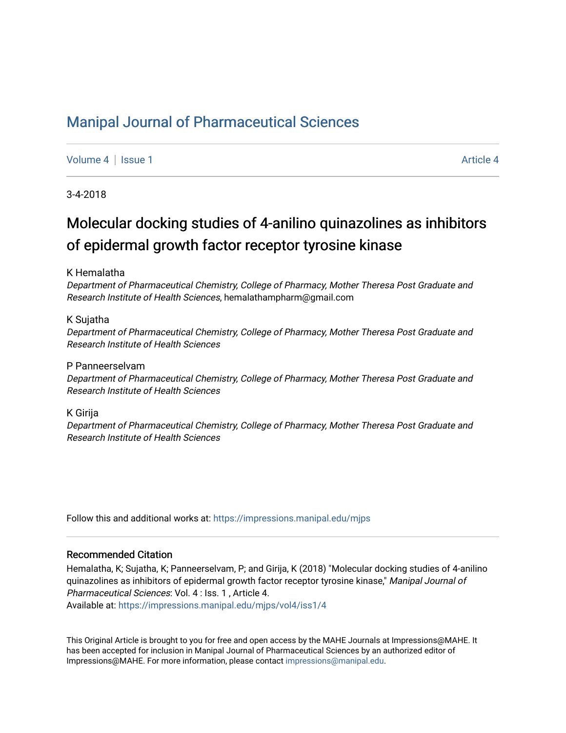# Manipal Journal of Pharmaceutical Sciences

Volume 4 | Issue 1 Article 4

3-4-2018

## Molecular docking studies of 4-anilino quinazolines as inhibitors of epidermal growth factor receptor tyrosine kinase

K Hemalatha
*Department of Pharmaceutical Chemistry, College of Pharmacy, Mother Theresa Post Graduate and Research Institute of Health Sciences*, hemalathampharm@gmail.com

K Sujatha
*Department of Pharmaceutical Chemistry, College of Pharmacy, Mother Theresa Post Graduate and Research Institute of Health Sciences*

P Panneerselvam
*Department of Pharmaceutical Chemistry, College of Pharmacy, Mother Theresa Post Graduate and Research Institute of Health Sciences*

K Girija
*Department of Pharmaceutical Chemistry, College of Pharmacy, Mother Theresa Post Graduate and Research Institute of Health Sciences*

Follow this and additional works at: https://impressions.manipal.edu/mjps

### Recommended Citation

Hemalatha, K; Sujatha, K; Panneerselvam, P; and Girija, K (2018) "Molecular docking studies of 4-anilino quinazolines as inhibitors of epidermal growth factor receptor tyrosine kinase," *Manipal Journal of Pharmaceutical Sciences*: Vol. 4 : Iss. 1 , Article 4.
Available at: https://impressions.manipal.edu/mjps/vol4/iss1/4

This Original Article is brought to you for free and open access by the MAHE Journals at Impressions@MAHE. It has been accepted for inclusion in Manipal Journal of Pharmaceutical Sciences by an authorized editor of Impressions@MAHE. For more information, please contact impressions@manipal.edu.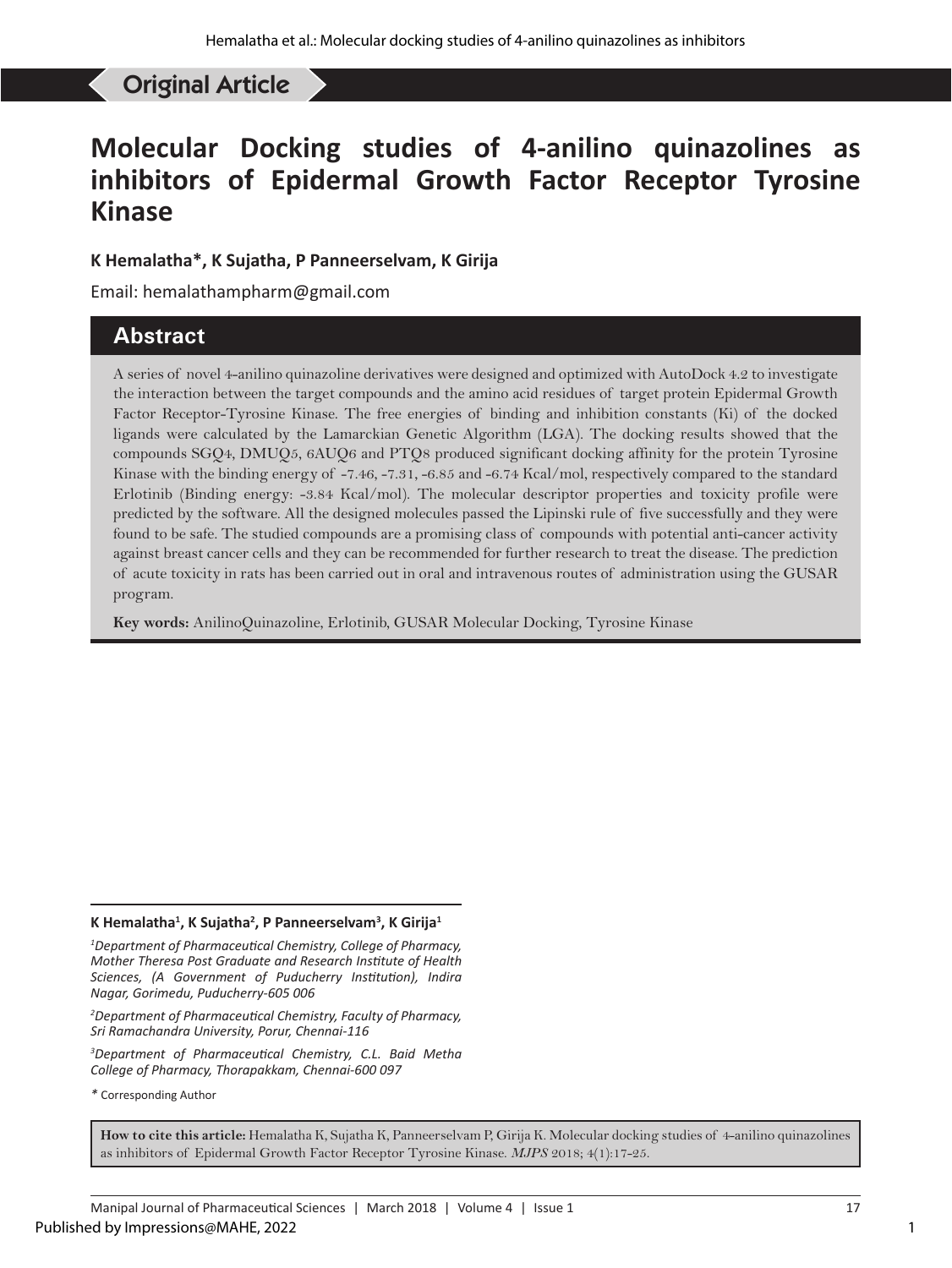Original Article

# Molecular Docking studies of 4-anilino quinazolines as inhibitors of Epidermal Growth Factor Receptor Tyrosine Kinase

**K Hemalatha*, K Sujatha, P Panneerselvam, K Girija**

Email: hemalathampharm@gmail.com

## Abstract

A series of novel 4-anilino quinazoline derivatives were designed and optimized with AutoDock 4.2 to investigate the interaction between the target compounds and the amino acid residues of target protein Epidermal Growth Factor Receptor-Tyrosine Kinase. The free energies of binding and inhibition constants (Ki) of the docked ligands were calculated by the Lamarckian Genetic Algorithm (LGA). The docking results showed that the compounds SGQ4, DMUQ5, 6AUQ6 and PTQ8 produced significant docking affinity for the protein Tyrosine Kinase with the binding energy of -7.46, -7.31, -6.85 and -6.74 Kcal/mol, respectively compared to the standard Erlotinib (Binding energy: -3.84 Kcal/mol). The molecular descriptor properties and toxicity profile were predicted by the software. All the designed molecules passed the Lipinski rule of five successfully and they were found to be safe. The studied compounds are a promising class of compounds with potential anti-cancer activity against breast cancer cells and they can be recommended for further research to treat the disease. The prediction of acute toxicity in rats has been carried out in oral and intravenous routes of administration using the GUSAR program.

**Key words:** AnilinoQuinazoline, Erlotinib, GUSAR Molecular Docking, Tyrosine Kinase

**K Hemalatha[1], K Sujatha[2], P Panneerselvam[3], K Girija[1]**

*[1]Department of Pharmaceutical Chemistry, College of Pharmacy, Mother Theresa Post Graduate and Research Institute of Health Sciences, (A Government of Puducherry Institution), Indira Nagar, Gorimedu, Puducherry-605 006*

*[2]Department of Pharmaceutical Chemistry, Faculty of Pharmacy, Sri Ramachandra University, Porur, Chennai-116*

*[3]Department of Pharmaceutical Chemistry, C.L. Baid Metha College of Pharmacy, Thorapakkam, Chennai-600 097*

\* Corresponding Author

**How to cite this article:** Hemalatha K, Sujatha K, Panneerselvam P, Girija K. Molecular docking studies of 4-anilino quinazolines as inhibitors of Epidermal Growth Factor Receptor Tyrosine Kinase. *MJPS* 2018; 4(1):17-25.